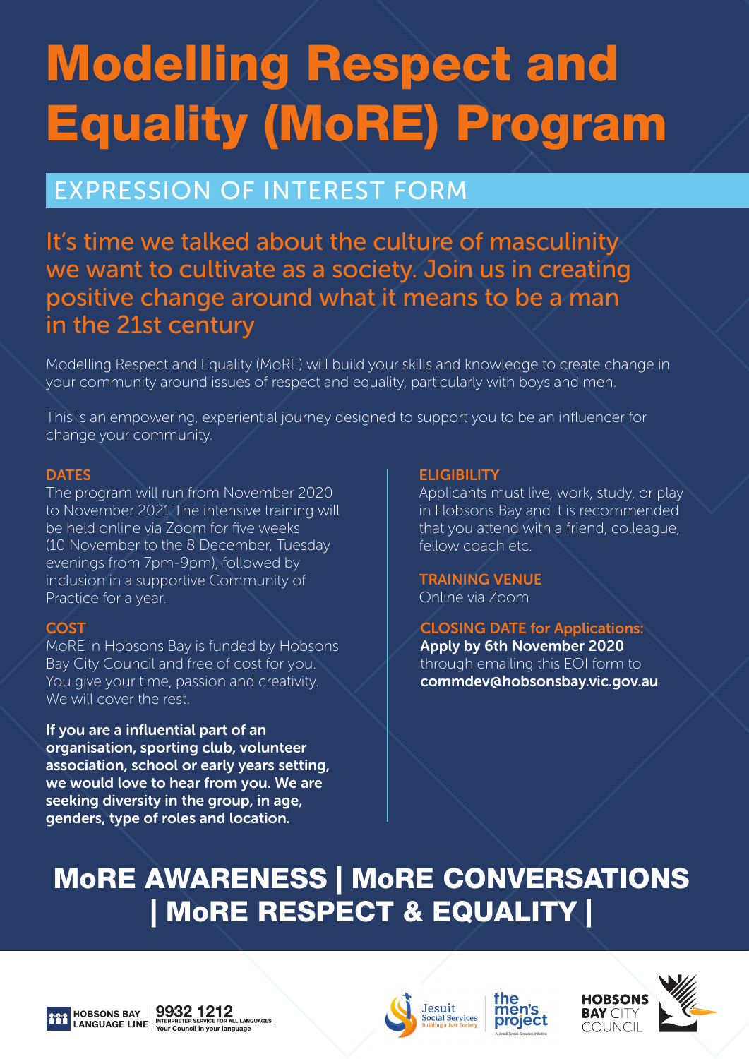# Modelling Respect and Equality (MoRE) Program

## EXPRESSION OF INTEREST FORM

It's time we talked about the culture of masculinity we want to cultivate as a society. Join us in creating positive change around what it means to be a man in the 21st century

Modelling Respect and Equality (MoRE) will build your skills and knowledge to create change in your community around issues of respect and equality, particularly with boys and men.

This is an empowering, experiential journey designed to support you to be an influencer for change your community.

### DATES

The program will run from November 2020 to November 2021 The intensive training will be held online via Zoom for five weeks (10 November to the 8 December, Tuesday evenings from 7pm-9pm), followed by inclusion in a supportive Community of Practice for a year.

### COST

MoRE in Hobsons Bay is funded by Hobsons Bay City Council and free of cost for you. You give your time, passion and creativity. We will cover the rest.

**If you are a influential part of an organisation, sporting club, volunteer association, school or early years setting, we would love to hear from you. We are seeking diversity in the group, in age, genders, type of roles and location.**

### ELIGIBILITY

Applicants must live, work, study, or play in Hobsons Bay and it is recommended that you attend with a friend, colleague, fellow coach etc.

### TRAINING VENUE

Online via Zoom

### CLOSING DATE for Applications:

**Apply by 6th November 2020** through emailing this EOI form to **commdev@hobsonsbay.vic.gov.au**

## MoRE AWARENESS | MoRE CONVERSATIONS | MoRE RESPECT & EQUALITY |

HOBSONS BAY LANGUAGE LINE 9932 1212 INTERPRETER SERVICE FOR ALL LANGUAGES Your Council in your language

Jesuit Social Services Building a Just Society | the men's project A Jesuit Social Services initiative | HOBSONS BAY CITY COUNCIL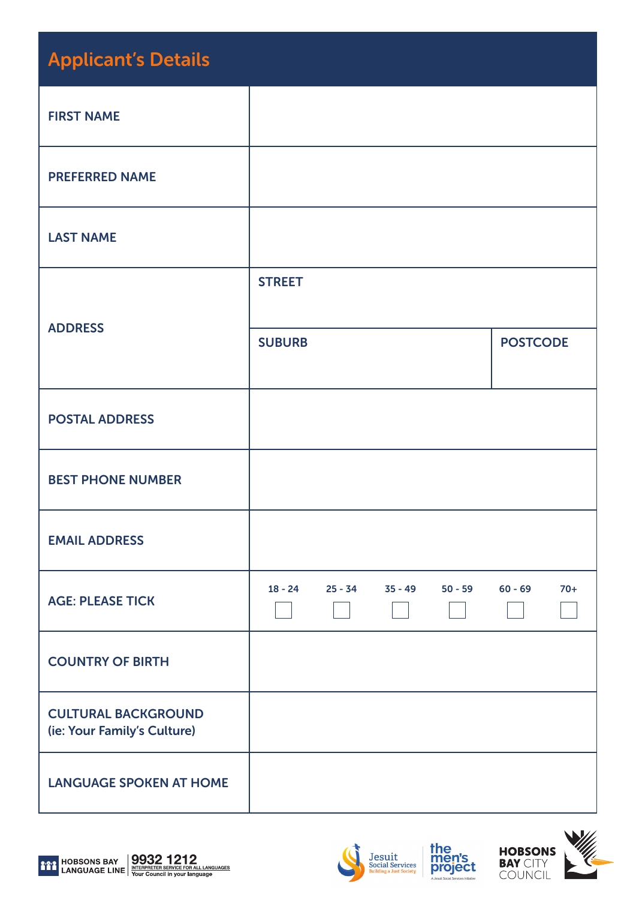## Applicant's Details

| | | |
|---|---|---|
| **FIRST NAME** | | |
| **PREFERRED NAME** | | |
| **LAST NAME** | | |
| **ADDRESS** | **STREET** | |
| | **SUBURB** | **POSTCODE** |
| **POSTAL ADDRESS** | | |
| **BEST PHONE NUMBER** | | |
| **EMAIL ADDRESS** | | |
| **AGE: PLEASE TICK** | 18 - 24 ☐ 25 - 34 ☐ 35 - 49 ☐ 50 - 59 ☐ 60 - 69 ☐ 70+ ☐ | |
| **COUNTRY OF BIRTH** | | |
| **CULTURAL BACKGROUND** (ie: Your Family's Culture) | | |
| **LANGUAGE SPOKEN AT HOME** | | |

HOBSONS BAY LANGUAGE LINE 9932 1212 INTERPRETER SERVICE FOR ALL LANGUAGES Your Council in your language

Jesuit Social Services Building a Just Society

the men's project A Jesuit Social Services initiative

HOBSONS BAY CITY COUNCIL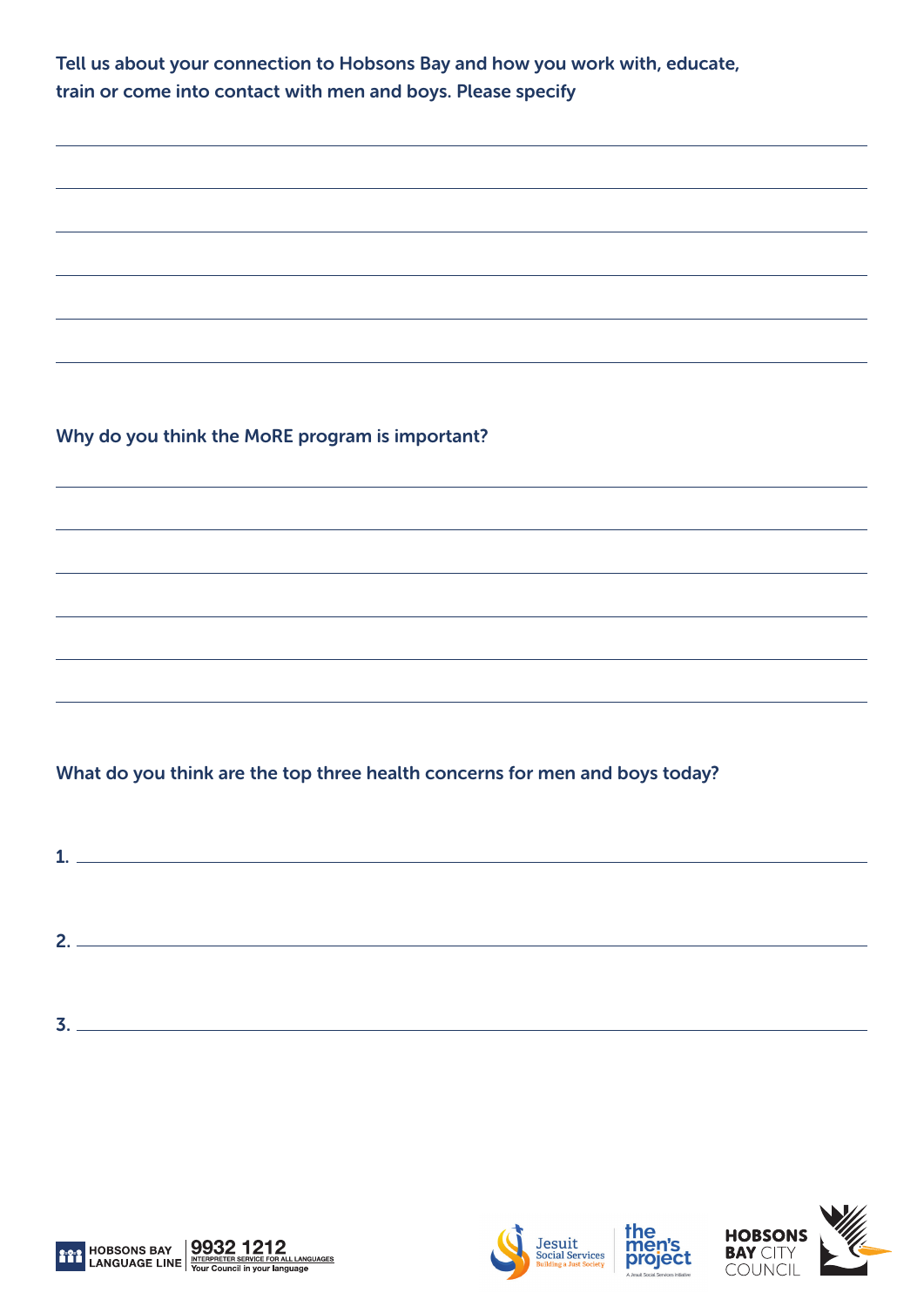**Tell us about your connection to Hobsons Bay and how you work with, educate, train or come into contact with men and boys. Please specify**

\_\_\_\_\_\_\_\_\_\_\_\_\_\_\_\_\_\_\_\_\_\_\_\_\_\_\_\_\_\_\_\_\_\_\_\_\_\_\_\_\_\_\_\_\_\_\_\_\_\_\_\_\_\_\_\_\_\_\_\_

\_\_\_\_\_\_\_\_\_\_\_\_\_\_\_\_\_\_\_\_\_\_\_\_\_\_\_\_\_\_\_\_\_\_\_\_\_\_\_\_\_\_\_\_\_\_\_\_\_\_\_\_\_\_\_\_\_\_\_\_

\_\_\_\_\_\_\_\_\_\_\_\_\_\_\_\_\_\_\_\_\_\_\_\_\_\_\_\_\_\_\_\_\_\_\_\_\_\_\_\_\_\_\_\_\_\_\_\_\_\_\_\_\_\_\_\_\_\_\_\_

\_\_\_\_\_\_\_\_\_\_\_\_\_\_\_\_\_\_\_\_\_\_\_\_\_\_\_\_\_\_\_\_\_\_\_\_\_\_\_\_\_\_\_\_\_\_\_\_\_\_\_\_\_\_\_\_\_\_\_\_

\_\_\_\_\_\_\_\_\_\_\_\_\_\_\_\_\_\_\_\_\_\_\_\_\_\_\_\_\_\_\_\_\_\_\_\_\_\_\_\_\_\_\_\_\_\_\_\_\_\_\_\_\_\_\_\_\_\_\_\_

\_\_\_\_\_\_\_\_\_\_\_\_\_\_\_\_\_\_\_\_\_\_\_\_\_\_\_\_\_\_\_\_\_\_\_\_\_\_\_\_\_\_\_\_\_\_\_\_\_\_\_\_\_\_\_\_\_\_\_\_

**Why do you think the MoRE program is important?**

\_\_\_\_\_\_\_\_\_\_\_\_\_\_\_\_\_\_\_\_\_\_\_\_\_\_\_\_\_\_\_\_\_\_\_\_\_\_\_\_\_\_\_\_\_\_\_\_\_\_\_\_\_\_\_\_\_\_\_\_

\_\_\_\_\_\_\_\_\_\_\_\_\_\_\_\_\_\_\_\_\_\_\_\_\_\_\_\_\_\_\_\_\_\_\_\_\_\_\_\_\_\_\_\_\_\_\_\_\_\_\_\_\_\_\_\_\_\_\_\_

\_\_\_\_\_\_\_\_\_\_\_\_\_\_\_\_\_\_\_\_\_\_\_\_\_\_\_\_\_\_\_\_\_\_\_\_\_\_\_\_\_\_\_\_\_\_\_\_\_\_\_\_\_\_\_\_\_\_\_\_

\_\_\_\_\_\_\_\_\_\_\_\_\_\_\_\_\_\_\_\_\_\_\_\_\_\_\_\_\_\_\_\_\_\_\_\_\_\_\_\_\_\_\_\_\_\_\_\_\_\_\_\_\_\_\_\_\_\_\_\_

\_\_\_\_\_\_\_\_\_\_\_\_\_\_\_\_\_\_\_\_\_\_\_\_\_\_\_\_\_\_\_\_\_\_\_\_\_\_\_\_\_\_\_\_\_\_\_\_\_\_\_\_\_\_\_\_\_\_\_\_

\_\_\_\_\_\_\_\_\_\_\_\_\_\_\_\_\_\_\_\_\_\_\_\_\_\_\_\_\_\_\_\_\_\_\_\_\_\_\_\_\_\_\_\_\_\_\_\_\_\_\_\_\_\_\_\_\_\_\_\_

**What do you think are the top three health concerns for men and boys today?**

1. \_\_\_\_\_\_\_\_\_\_\_\_\_\_\_\_\_\_\_\_\_\_\_\_\_\_\_\_\_\_\_\_\_\_\_\_\_\_\_\_\_\_\_\_\_\_\_\_\_\_\_\_\_\_\_\_

2. \_\_\_\_\_\_\_\_\_\_\_\_\_\_\_\_\_\_\_\_\_\_\_\_\_\_\_\_\_\_\_\_\_\_\_\_\_\_\_\_\_\_\_\_\_\_\_\_\_\_\_\_\_\_\_\_

3. \_\_\_\_\_\_\_\_\_\_\_\_\_\_\_\_\_\_\_\_\_\_\_\_\_\_\_\_\_\_\_\_\_\_\_\_\_\_\_\_\_\_\_\_\_\_\_\_\_\_\_\_\_\_\_\_

HOBSONS BAY LANGUAGE LINE | 9932 1212 | INTERPRETER SERVICE FOR ALL LANGUAGES | Your Council in your language

Jesuit Social Services – Building a Just Society | the men's project – A Jesuit Social Services initiative | HOBSONS BAY CITY COUNCIL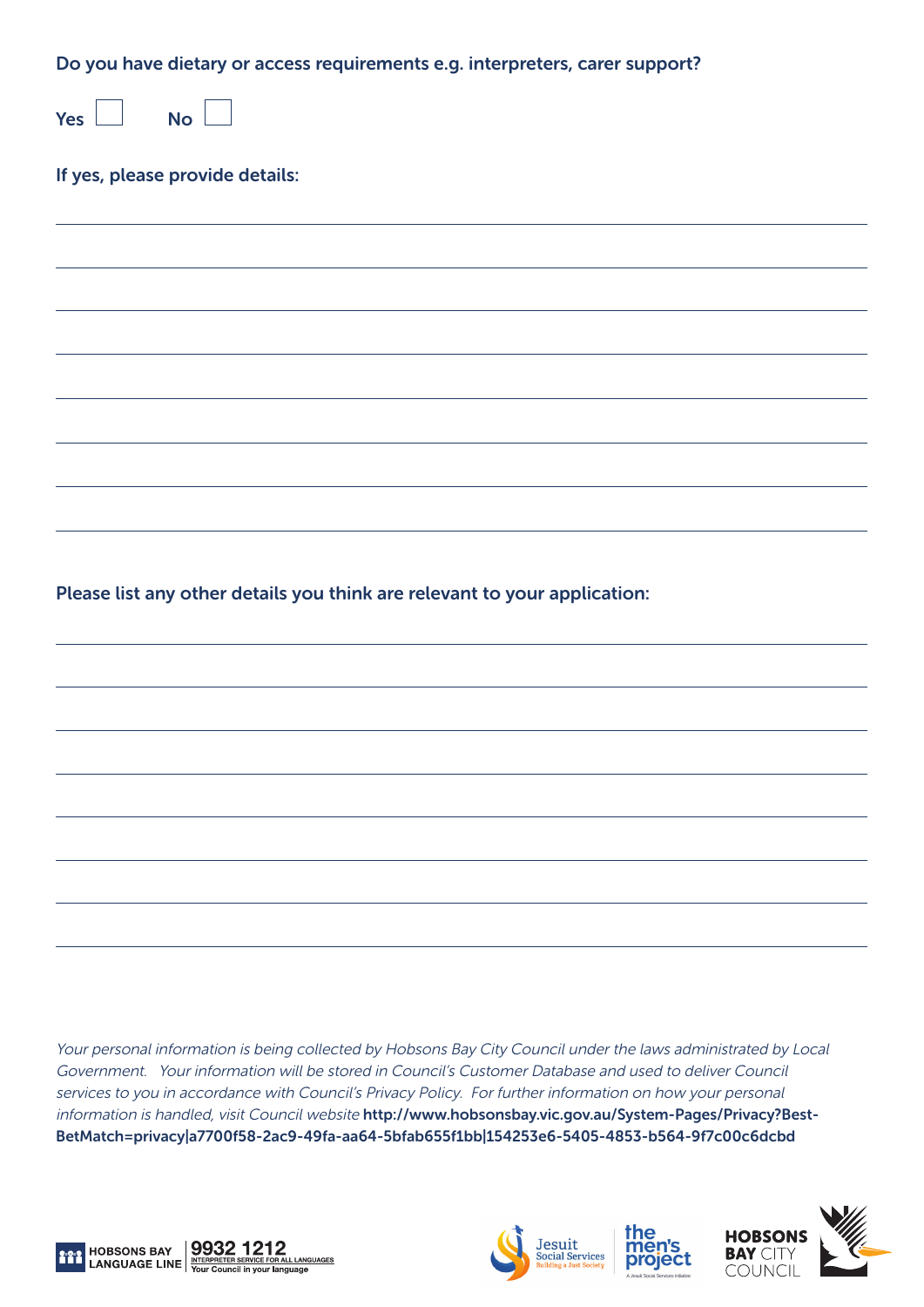**Do you have dietary or access requirements e.g. interpreters, carer support?**

**Yes** ☐ **No** ☐

**If yes, please provide details:**

**Please list any other details you think are relevant to your application:**

*Your personal information is being collected by Hobsons Bay City Council under the laws administrated by Local Government. Your information will be stored in Council's Customer Database and used to deliver Council services to you in accordance with Council's Privacy Policy. For further information on how your personal information is handled, visit Council website* **http://www.hobsonsbay.vic.gov.au/System-Pages/Privacy?BestBetMatch=privacy|a7700f58-2ac9-49fa-aa64-5bfab655f1bb|154253e6-5405-4853-b564-9f7c00c6dcbd**

HOBSONS BAY LANGUAGE LINE 9932 1212 INTERPRETER SERVICE FOR ALL LANGUAGES Your Council in your language

Jesuit Social Services Building a Just Society

the men's project A Jesuit Social Services initiative

HOBSONS BAY CITY COUNCIL